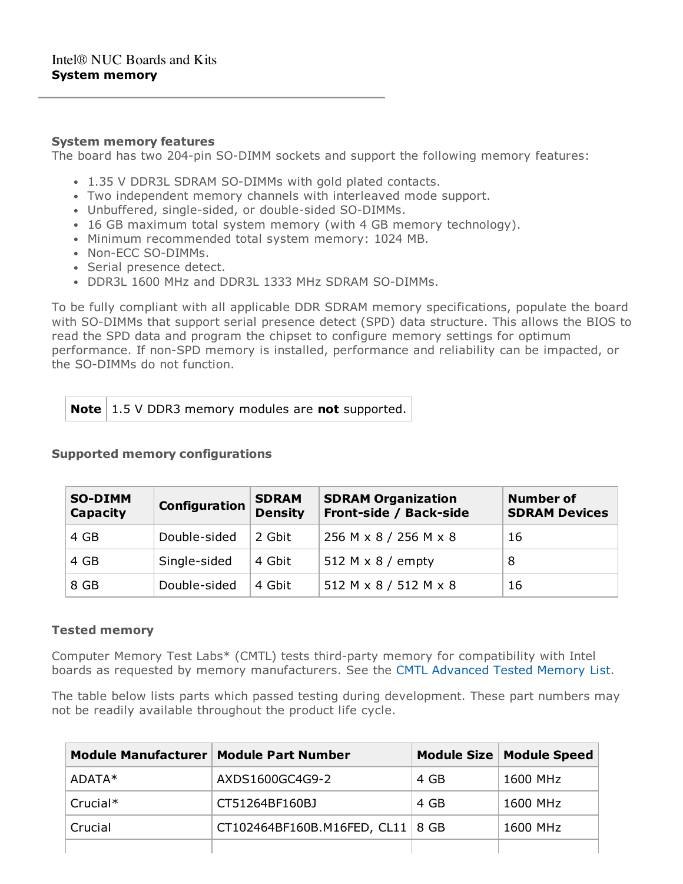Intel® NUC Boards and Kits

# System memory

### System memory features

The board has two 204-pin SO-DIMM sockets and support the following memory features:

- 1.35 V DDR3L SDRAM SO-DIMMs with gold plated contacts.
- Two independent memory channels with interleaved mode support.
- Unbuffered, single-sided, or double-sided SO-DIMMs.
- 16 GB maximum total system memory (with 4 GB memory technology).
- Minimum recommended total system memory: 1024 MB.
- Non-ECC SO-DIMMs.
- Serial presence detect.
- DDR3L 1600 MHz and DDR3L 1333 MHz SDRAM SO-DIMMs.

To be fully compliant with all applicable DDR SDRAM memory specifications, populate the board with SO-DIMMs that support serial presence detect (SPD) data structure. This allows the BIOS to read the SPD data and program the chipset to configure memory settings for optimum performance. If non-SPD memory is installed, performance and reliability can be impacted, or the SO-DIMMs do not function.

| **Note** | 1.5 V DDR3 memory modules are **not** supported. |
|---|---|

### Supported memory configurations

| SO-DIMM Capacity | Configuration | SDRAM Density | SDRAM Organization Front-side / Back-side | Number of SDRAM Devices |
|---|---|---|---|---|
| 4 GB | Double-sided | 2 Gbit | 256 M x 8 / 256 M x 8 | 16 |
| 4 GB | Single-sided | 4 Gbit | 512 M x 8 / empty | 8 |
| 8 GB | Double-sided | 4 Gbit | 512 M x 8 / 512 M x 8 | 16 |

### Tested memory

Computer Memory Test Labs* (CMTL) tests third-party memory for compatibility with Intel boards as requested by memory manufacturers. See the CMTL Advanced Tested Memory List.

The table below lists parts which passed testing during development. These part numbers may not be readily available throughout the product life cycle.

| Module Manufacturer | Module Part Number | Module Size | Module Speed |
|---|---|---|---|
| ADATA* | AXDS1600GC4G9-2 | 4 GB | 1600 MHz |
| Crucial* | CT51264BF160BJ | 4 GB | 1600 MHz |
| Crucial | CT102464BF160B.M16FED, CL11 | 8 GB | 1600 MHz |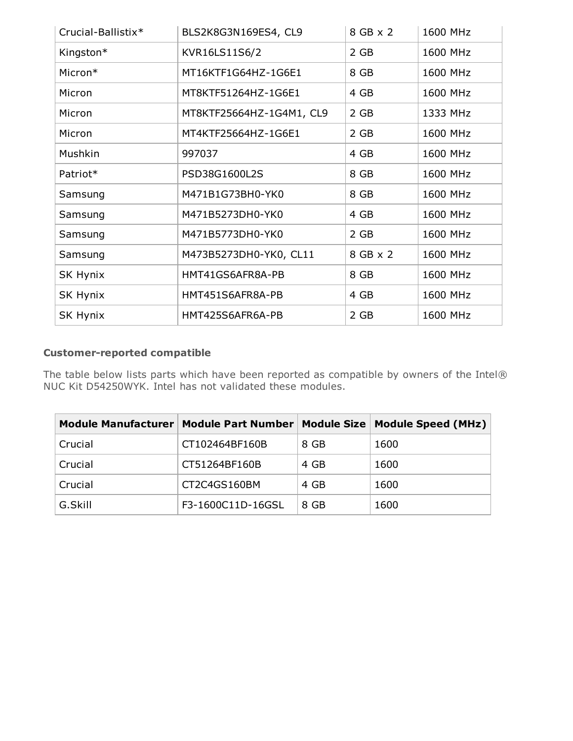| | | | |
|---|---|---|---|
| Crucial-Ballistix* | BLS2K8G3N169ES4, CL9 | 8 GB x 2 | 1600 MHz |
| Kingston* | KVR16LS11S6/2 | 2 GB | 1600 MHz |
| Micron* | MT16KTF1G64HZ-1G6E1 | 8 GB | 1600 MHz |
| Micron | MT8KTF51264HZ-1G6E1 | 4 GB | 1600 MHz |
| Micron | MT8KTF25664HZ-1G4M1, CL9 | 2 GB | 1333 MHz |
| Micron | MT4KTF25664HZ-1G6E1 | 2 GB | 1600 MHz |
| Mushkin | 997037 | 4 GB | 1600 MHz |
| Patriot* | PSD38G1600L2S | 8 GB | 1600 MHz |
| Samsung | M471B1G73BH0-YK0 | 8 GB | 1600 MHz |
| Samsung | M471B5273DH0-YK0 | 4 GB | 1600 MHz |
| Samsung | M471B5773DH0-YK0 | 2 GB | 1600 MHz |
| Samsung | M473B5273DH0-YK0, CL11 | 8 GB x 2 | 1600 MHz |
| SK Hynix | HMT41GS6AFR8A-PB | 8 GB | 1600 MHz |
| SK Hynix | HMT451S6AFR8A-PB | 4 GB | 1600 MHz |
| SK Hynix | HMT425S6AFR6A-PB | 2 GB | 1600 MHz |

**Customer-reported compatible**

The table below lists parts which have been reported as compatible by owners of the Intel® NUC Kit D54250WYK. Intel has not validated these modules.

| Module Manufacturer | Module Part Number | Module Size | Module Speed (MHz) |
|---|---|---|---|
| Crucial | CT102464BF160B | 8 GB | 1600 |
| Crucial | CT51264BF160B | 4 GB | 1600 |
| Crucial | CT2C4GS160BM | 4 GB | 1600 |
| G.Skill | F3-1600C11D-16GSL | 8 GB | 1600 |